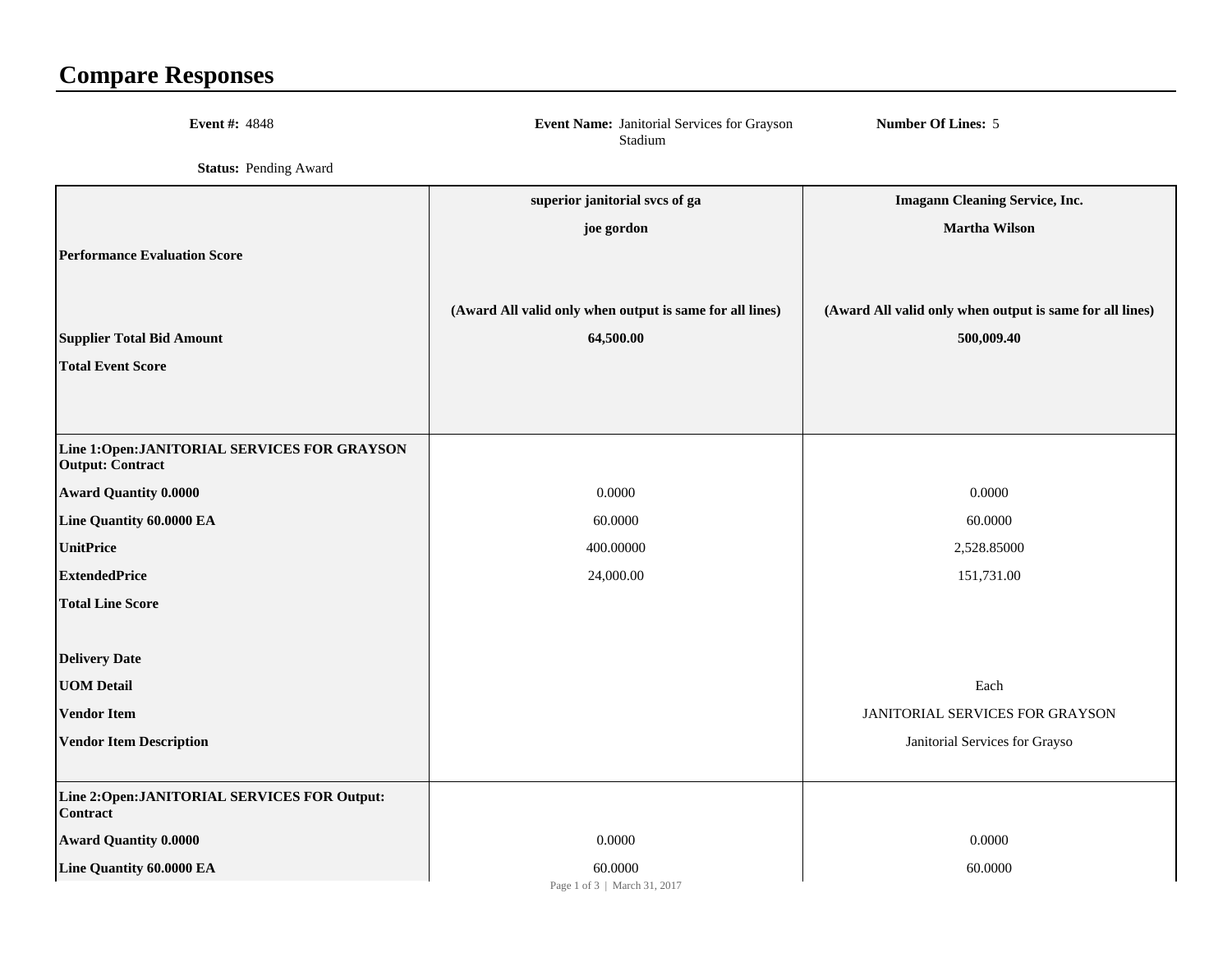# Compare Responses

**Event #:** 4848 **Event Name:** Janitorial Services for Grayson Stadium **Number Of Lines:** 5

**Status:** Pending Award

| | superior janitorial svcs of ga<br>joe gordon | Imagann Cleaning Service, Inc.<br>Martha Wilson |
|---|---|---|
| **Performance Evaluation Score** | | |
| | **(Award All valid only when output is same for all lines)** | **(Award All valid only when output is same for all lines)** |
| **Supplier Total Bid Amount** | **64,500.00** | **500,009.40** |
| **Total Event Score** | | |
| **Line 1:Open:JANITORIAL SERVICES FOR GRAYSON Output: Contract** | | |
| **Award Quantity 0.0000** | 0.0000 | 0.0000 |
| **Line Quantity 60.0000 EA** | 60.0000 | 60.0000 |
| **UnitPrice** | 400.00000 | 2,528.85000 |
| **ExtendedPrice** | 24,000.00 | 151,731.00 |
| **Total Line Score** | | |
| **Delivery Date** | | |
| **UOM Detail** | | Each |
| **Vendor Item** | | JANITORIAL SERVICES FOR GRAYSON |
| **Vendor Item Description** | | Janitorial Services for Grayso |
| **Line 2:Open:JANITORIAL SERVICES FOR Output: Contract** | | |
| **Award Quantity 0.0000** | 0.0000 | 0.0000 |
| **Line Quantity 60.0000 EA** | 60.0000 | 60.0000 |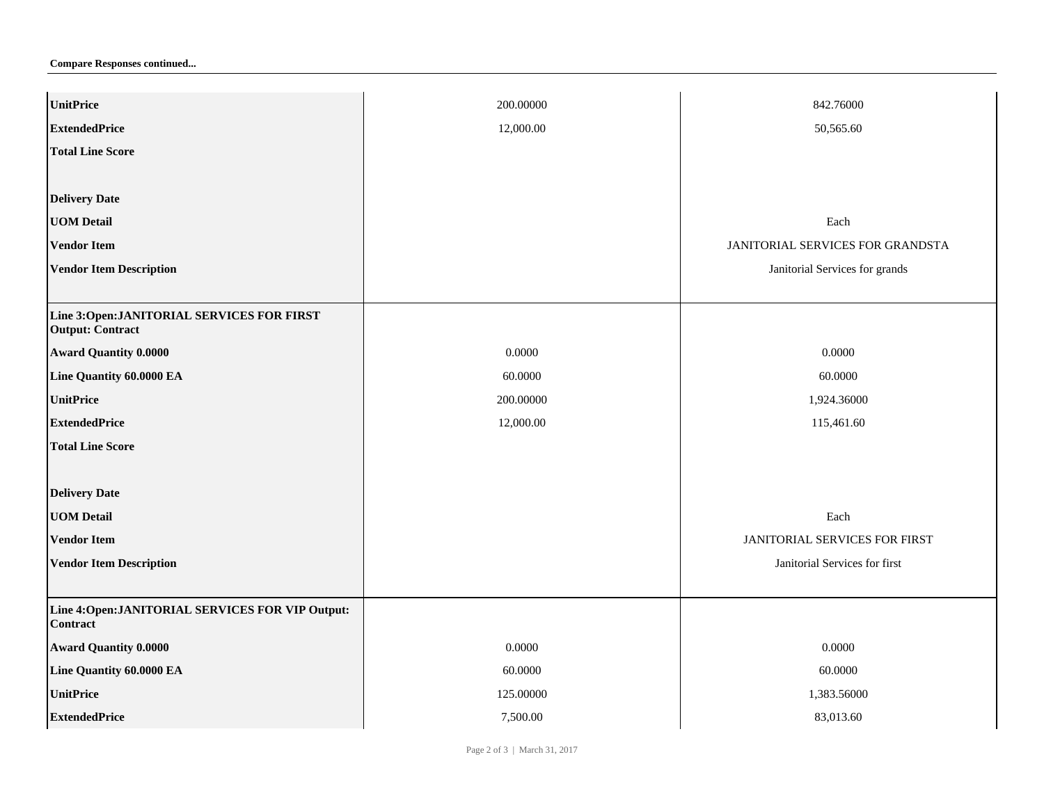**Compare Responses continued...**

| | | |
|---|---|---|
| **UnitPrice** | 200.00000 | 842.76000 |
| **ExtendedPrice** | 12,000.00 | 50,565.60 |
| **Total Line Score** | | |
| **Delivery Date** | | |
| **UOM Detail** | | Each |
| **Vendor Item** | | JANITORIAL SERVICES FOR GRANDSTA |
| **Vendor Item Description** | | Janitorial Services for grands |
| **Line 3:Open:JANITORIAL SERVICES FOR FIRST Output: Contract** | | |
| **Award Quantity 0.0000** | 0.0000 | 0.0000 |
| **Line Quantity 60.0000 EA** | 60.0000 | 60.0000 |
| **UnitPrice** | 200.00000 | 1,924.36000 |
| **ExtendedPrice** | 12,000.00 | 115,461.60 |
| **Total Line Score** | | |
| **Delivery Date** | | |
| **UOM Detail** | | Each |
| **Vendor Item** | | JANITORIAL SERVICES FOR FIRST |
| **Vendor Item Description** | | Janitorial Services for first |
| **Line 4:Open:JANITORIAL SERVICES FOR VIP Output: Contract** | | |
| **Award Quantity 0.0000** | 0.0000 | 0.0000 |
| **Line Quantity 60.0000 EA** | 60.0000 | 60.0000 |
| **UnitPrice** | 125.00000 | 1,383.56000 |
| **ExtendedPrice** | 7,500.00 | 83,013.60 |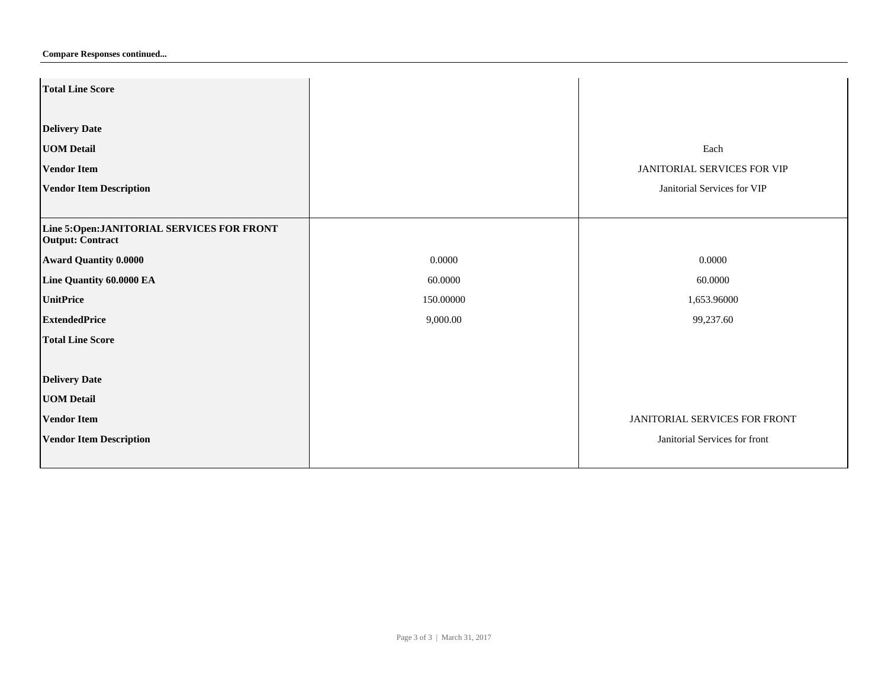**Compare Responses continued...**

| | | |
|---|---|---|
| **Total Line Score** | | |
| **Delivery Date** | | |
| **UOM Detail** | | Each |
| **Vendor Item** | | JANITORIAL SERVICES FOR VIP |
| **Vendor Item Description** | | Janitorial Services for VIP |
| **Line 5:Open:JANITORIAL SERVICES FOR FRONT Output: Contract** | | |
| **Award Quantity 0.0000** | 0.0000 | 0.0000 |
| **Line Quantity 60.0000 EA** | 60.0000 | 60.0000 |
| **UnitPrice** | 150.00000 | 1,653.96000 |
| **ExtendedPrice** | 9,000.00 | 99,237.60 |
| **Total Line Score** | | |
| **Delivery Date** | | |
| **UOM Detail** | | |
| **Vendor Item** | | JANITORIAL SERVICES FOR FRONT |
| **Vendor Item Description** | | Janitorial Services for front |